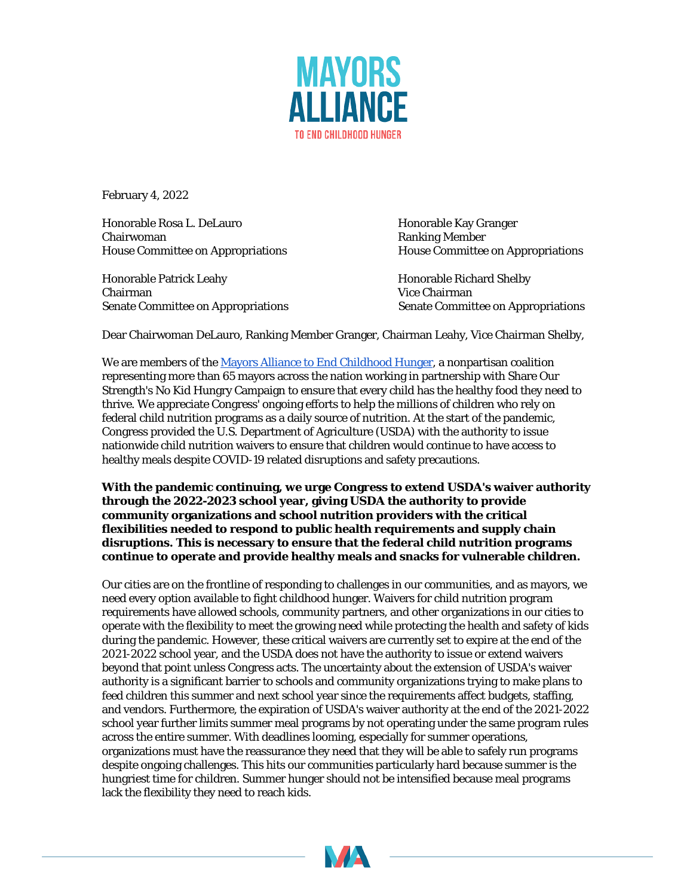MAYORS ALLIANCE

TO END CHILDHOOD HUNGER

February 4, 2022

Honorable Rosa L. DeLauro
Chairwoman
House Committee on Appropriations

Honorable Kay Granger
Ranking Member
House Committee on Appropriations

Honorable Patrick Leahy
Chairman
Senate Committee on Appropriations

Honorable Richard Shelby
Vice Chairman
Senate Committee on Appropriations

Dear Chairwoman DeLauro, Ranking Member Granger, Chairman Leahy, Vice Chairman Shelby,

We are members of the [Mayors Alliance to End Childhood Hunger](), a nonpartisan coalition representing more than 65 mayors across the nation working in partnership with Share Our Strength's No Kid Hungry Campaign to ensure that every child has the healthy food they need to thrive. We appreciate Congress' ongoing efforts to help the millions of children who rely on federal child nutrition programs as a daily source of nutrition. At the start of the pandemic, Congress provided the U.S. Department of Agriculture (USDA) with the authority to issue nationwide child nutrition waivers to ensure that children would continue to have access to healthy meals despite COVID-19 related disruptions and safety precautions.

**With the pandemic continuing, we urge Congress to extend USDA's waiver authority through the 2022-2023 school year, giving USDA the authority to provide community organizations and school nutrition providers with the critical flexibilities needed to respond to public health requirements and supply chain disruptions. This is necessary to ensure that the federal child nutrition programs continue to operate and provide healthy meals and snacks for vulnerable children.**

Our cities are on the frontline of responding to challenges in our communities, and as mayors, we need every option available to fight childhood hunger. Waivers for child nutrition program requirements have allowed schools, community partners, and other organizations in our cities to operate with the flexibility to meet the growing need while protecting the health and safety of kids during the pandemic. However, these critical waivers are currently set to expire at the end of the 2021-2022 school year, and the USDA does not have the authority to issue or extend waivers beyond that point unless Congress acts. The uncertainty about the extension of USDA's waiver authority is a significant barrier to schools and community organizations trying to make plans to feed children this summer and next school year since the requirements affect budgets, staffing, and vendors. Furthermore, the expiration of USDA's waiver authority at the end of the 2021-2022 school year further limits summer meal programs by not operating under the same program rules across the entire summer. With deadlines looming, especially for summer operations, organizations must have the reassurance they need that they will be able to safely run programs despite ongoing challenges. This hits our communities particularly hard because summer is the hungriest time for children. Summer hunger should not be intensified because meal programs lack the flexibility they need to reach kids.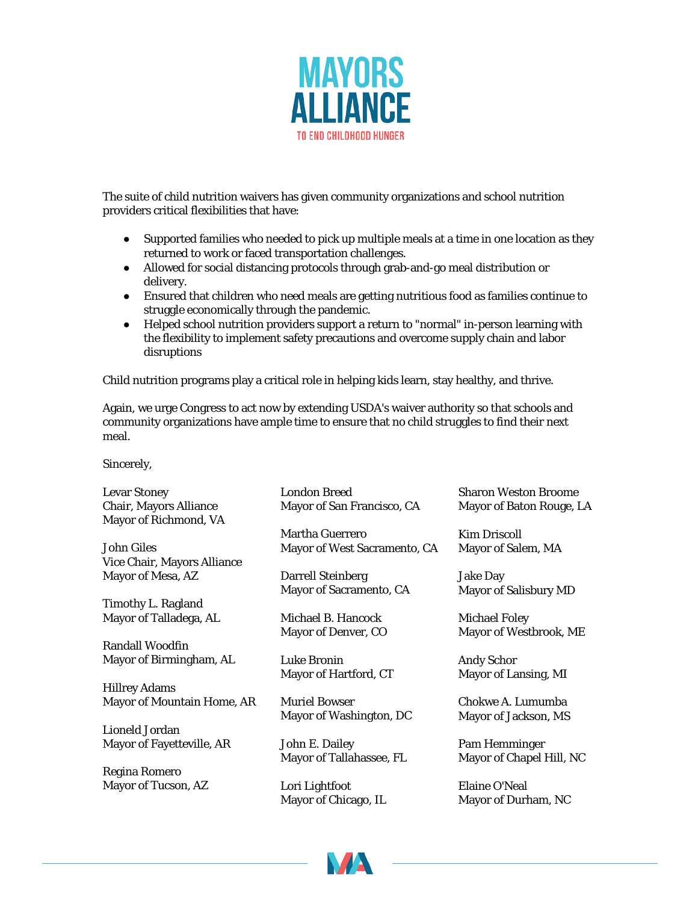The suite of child nutrition waivers has given community organizations and school nutrition providers critical flexibilities that have:

- Supported families who needed to pick up multiple meals at a time in one location as they returned to work or faced transportation challenges.
- Allowed for social distancing protocols through grab-and-go meal distribution or delivery.
- Ensured that children who need meals are getting nutritious food as families continue to struggle economically through the pandemic.
- Helped school nutrition providers support a return to "normal" in-person learning with the flexibility to implement safety precautions and overcome supply chain and labor disruptions

Child nutrition programs play a critical role in helping kids learn, stay healthy, and thrive.

Again, we urge Congress to act now by extending USDA's waiver authority so that schools and community organizations have ample time to ensure that no child struggles to find their next meal.

Sincerely,

Levar Stoney
Chair, Mayors Alliance
Mayor of Richmond, VA

John Giles
Vice Chair, Mayors Alliance
Mayor of Mesa, AZ

Timothy L. Ragland
Mayor of Talladega, AL

Randall Woodfin
Mayor of Birmingham, AL

Hillrey Adams
Mayor of Mountain Home, AR

Lioneld Jordan
Mayor of Fayetteville, AR

Regina Romero
Mayor of Tucson, AZ

London Breed
Mayor of San Francisco, CA

Martha Guerrero
Mayor of West Sacramento, CA

Darrell Steinberg
Mayor of Sacramento, CA

Michael B. Hancock
Mayor of Denver, CO

Luke Bronin
Mayor of Hartford, CT

Muriel Bowser
Mayor of Washington, DC

John E. Dailey
Mayor of Tallahassee, FL

Lori Lightfoot
Mayor of Chicago, IL

Sharon Weston Broome
Mayor of Baton Rouge, LA

Kim Driscoll
Mayor of Salem, MA

Jake Day
Mayor of Salisbury MD

Michael Foley
Mayor of Westbrook, ME

Andy Schor
Mayor of Lansing, MI

Chokwe A. Lumumba
Mayor of Jackson, MS

Pam Hemminger
Mayor of Chapel Hill, NC

Elaine O'Neal
Mayor of Durham, NC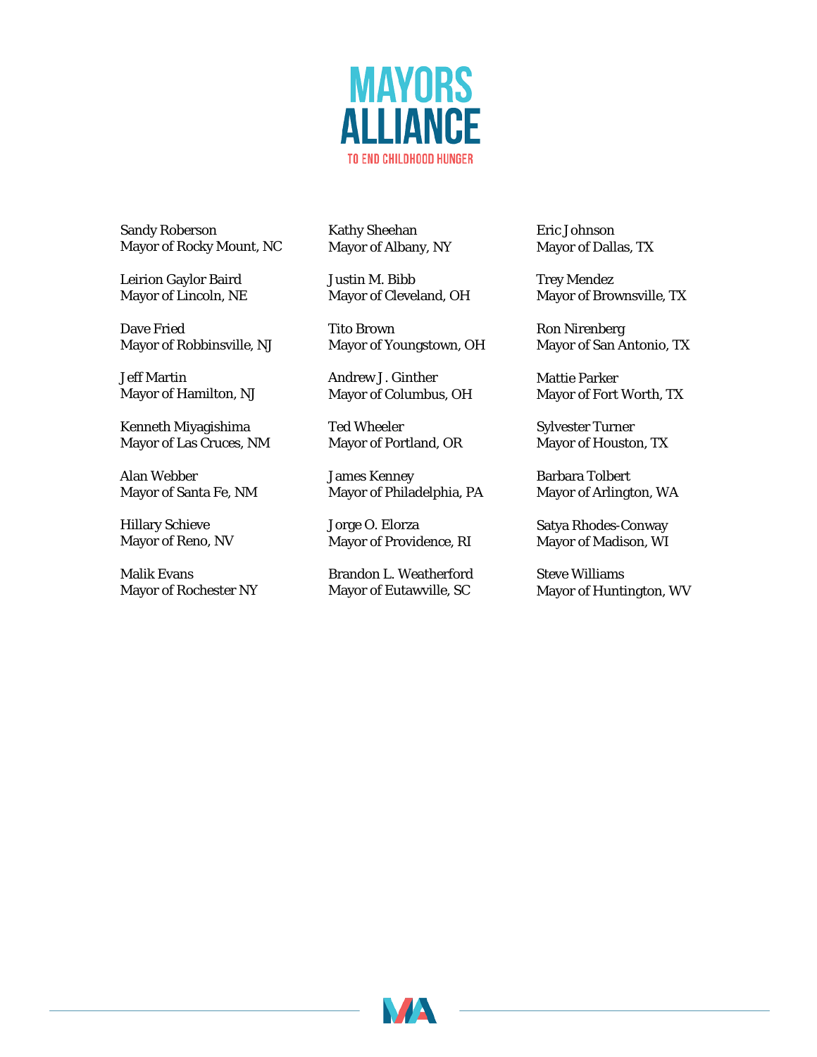MAYORS ALLIANCE TO END CHILDHOOD HUNGER

Sandy Roberson
Mayor of Rocky Mount, NC

Leirion Gaylor Baird
Mayor of Lincoln, NE

Dave Fried
Mayor of Robbinsville, NJ

Jeff Martin
Mayor of Hamilton, NJ

Kenneth Miyagishima
Mayor of Las Cruces, NM

Alan Webber
Mayor of Santa Fe, NM

Hillary Schieve
Mayor of Reno, NV

Malik Evans
Mayor of Rochester NY

Kathy Sheehan
Mayor of Albany, NY

Justin M. Bibb
Mayor of Cleveland, OH

Tito Brown
Mayor of Youngstown, OH

Andrew J. Ginther
Mayor of Columbus, OH

Ted Wheeler
Mayor of Portland, OR

James Kenney
Mayor of Philadelphia, PA

Jorge O. Elorza
Mayor of Providence, RI

Brandon L. Weatherford
Mayor of Eutawville, SC

Eric Johnson
Mayor of Dallas, TX

Trey Mendez
Mayor of Brownsville, TX

Ron Nirenberg
Mayor of San Antonio, TX

Mattie Parker
Mayor of Fort Worth, TX

Sylvester Turner
Mayor of Houston, TX

Barbara Tolbert
Mayor of Arlington, WA

Satya Rhodes-Conway
Mayor of Madison, WI

Steve Williams
Mayor of Huntington, WV